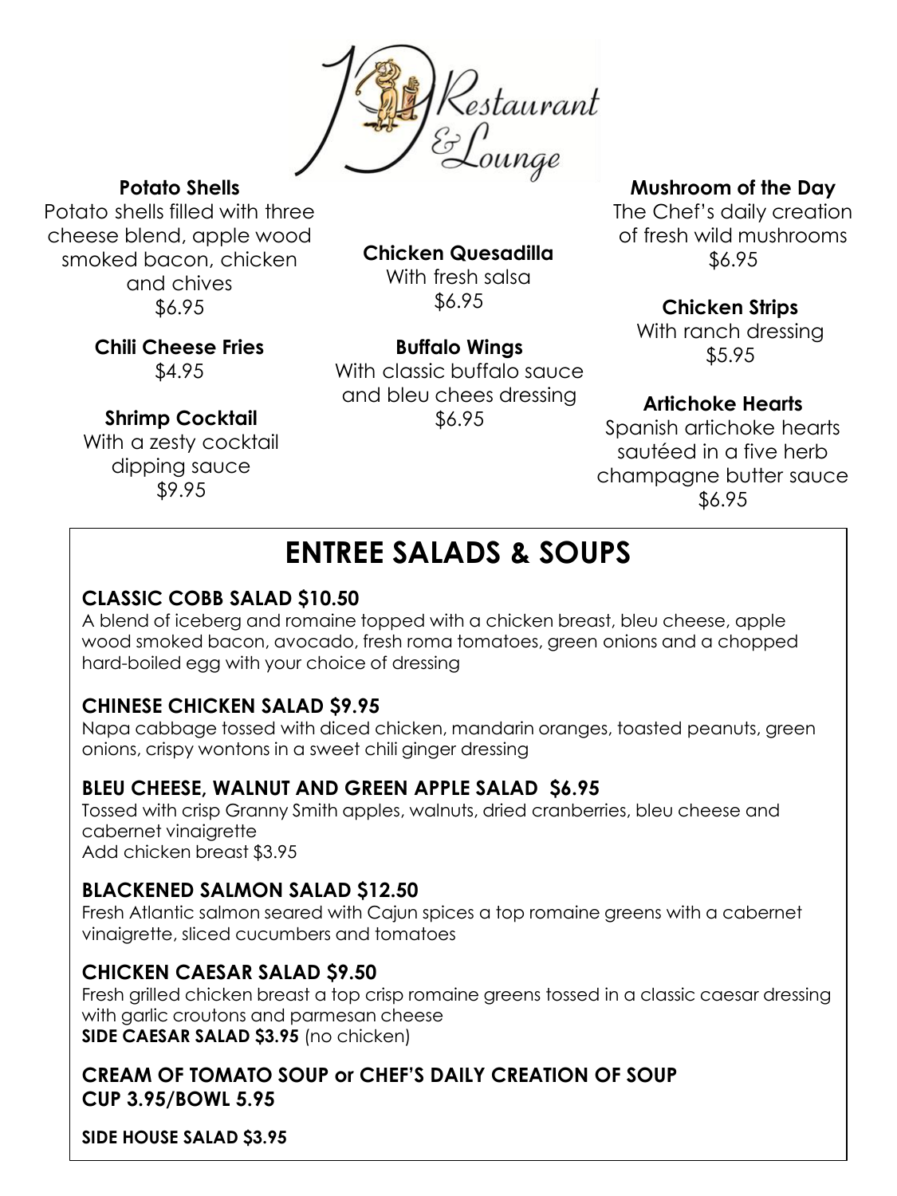19th Restaurant & Lounge

**Potato Shells**
Potato shells filled with three cheese blend, apple wood smoked bacon, chicken and chives
$6.95

**Chili Cheese Fries**
$4.95

**Shrimp Cocktail**
With a zesty cocktail dipping sauce
$9.95

**Chicken Quesadilla**
With fresh salsa
$6.95

**Buffalo Wings**
With classic buffalo sauce and bleu chees dressing
$6.95

**Mushroom of the Day**
The Chef's daily creation of fresh wild mushrooms
$6.95

**Chicken Strips**
With ranch dressing
$5.95

**Artichoke Hearts**
Spanish artichoke hearts sautéed in a five herb champagne butter sauce
$6.95

# ENTREE SALADS & SOUPS

### CLASSIC COBB SALAD $10.50
A blend of iceberg and romaine topped with a chicken breast, bleu cheese, apple wood smoked bacon, avocado, fresh roma tomatoes, green onions and a chopped hard-boiled egg with your choice of dressing

### CHINESE CHICKEN SALAD $9.95
Napa cabbage tossed with diced chicken, mandarin oranges, toasted peanuts, green onions, crispy wontons in a sweet chili ginger dressing

### BLEU CHEESE, WALNUT AND GREEN APPLE SALAD $6.95
Tossed with crisp Granny Smith apples, walnuts, dried cranberries, bleu cheese and cabernet vinaigrette
Add chicken breast $3.95

### BLACKENED SALMON SALAD $12.50
Fresh Atlantic salmon seared with Cajun spices a top romaine greens with a cabernet vinaigrette, sliced cucumbers and tomatoes

### CHICKEN CAESAR SALAD $9.50
Fresh grilled chicken breast a top crisp romaine greens tossed in a classic caesar dressing with garlic croutons and parmesan cheese
**SIDE CAESAR SALAD $3.95** (no chicken)

### CREAM OF TOMATO SOUP or CHEF'S DAILY CREATION OF SOUP
### CUP 3.95/BOWL 5.95

**SIDE HOUSE SALAD $3.95**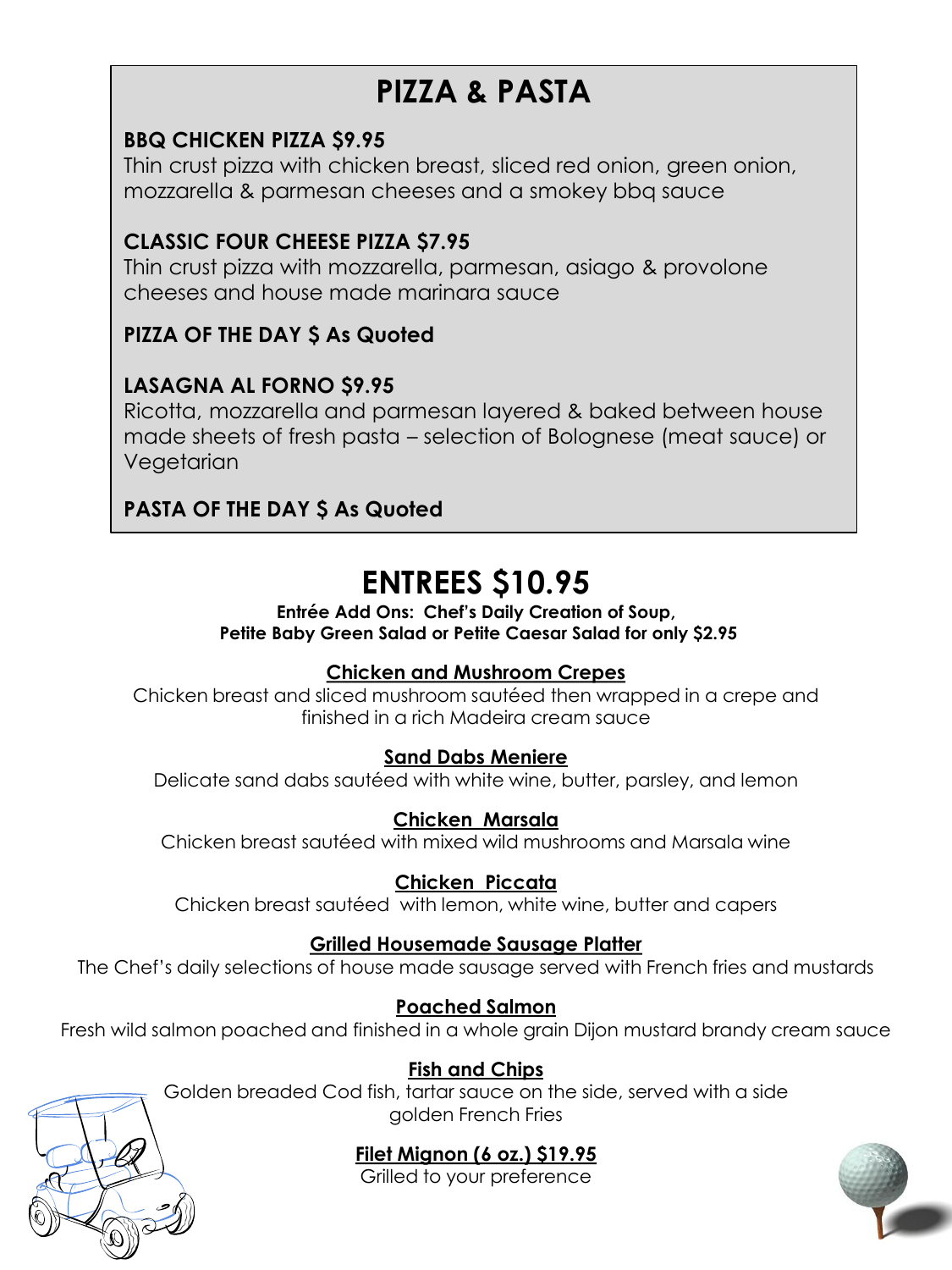# PIZZA & PASTA

**BBQ CHICKEN PIZZA $9.95**
Thin crust pizza with chicken breast, sliced red onion, green onion, mozzarella & parmesan cheeses and a smokey bbq sauce

**CLASSIC FOUR CHEESE PIZZA $7.95**
Thin crust pizza with mozzarella, parmesan, asiago & provolone cheeses and house made marinara sauce

**PIZZA OF THE DAY $ As Quoted**

**LASAGNA AL FORNO $9.95**
Ricotta, mozzarella and parmesan layered & baked between house made sheets of fresh pasta – selection of Bolognese (meat sauce) or Vegetarian

**PASTA OF THE DAY $ As Quoted**

# ENTREES $10.95

**Entrée Add Ons: Chef's Daily Creation of Soup, Petite Baby Green Salad or Petite Caesar Salad for only $2.95**

**Chicken and Mushroom Crepes**
Chicken breast and sliced mushroom sautéed then wrapped in a crepe and finished in a rich Madeira cream sauce

**Sand Dabs Meniere**
Delicate sand dabs sautéed with white wine, butter, parsley, and lemon

**Chicken Marsala**
Chicken breast sautéed with mixed wild mushrooms and Marsala wine

**Chicken Piccata**
Chicken breast sautéed with lemon, white wine, butter and capers

**Grilled Housemade Sausage Platter**
The Chef's daily selections of house made sausage served with French fries and mustards

**Poached Salmon**
Fresh wild salmon poached and finished in a whole grain Dijon mustard brandy cream sauce

**Fish and Chips**
Golden breaded Cod fish, tartar sauce on the side, served with a side golden French Fries

**Filet Mignon (6 oz.) $19.95**
Grilled to your preference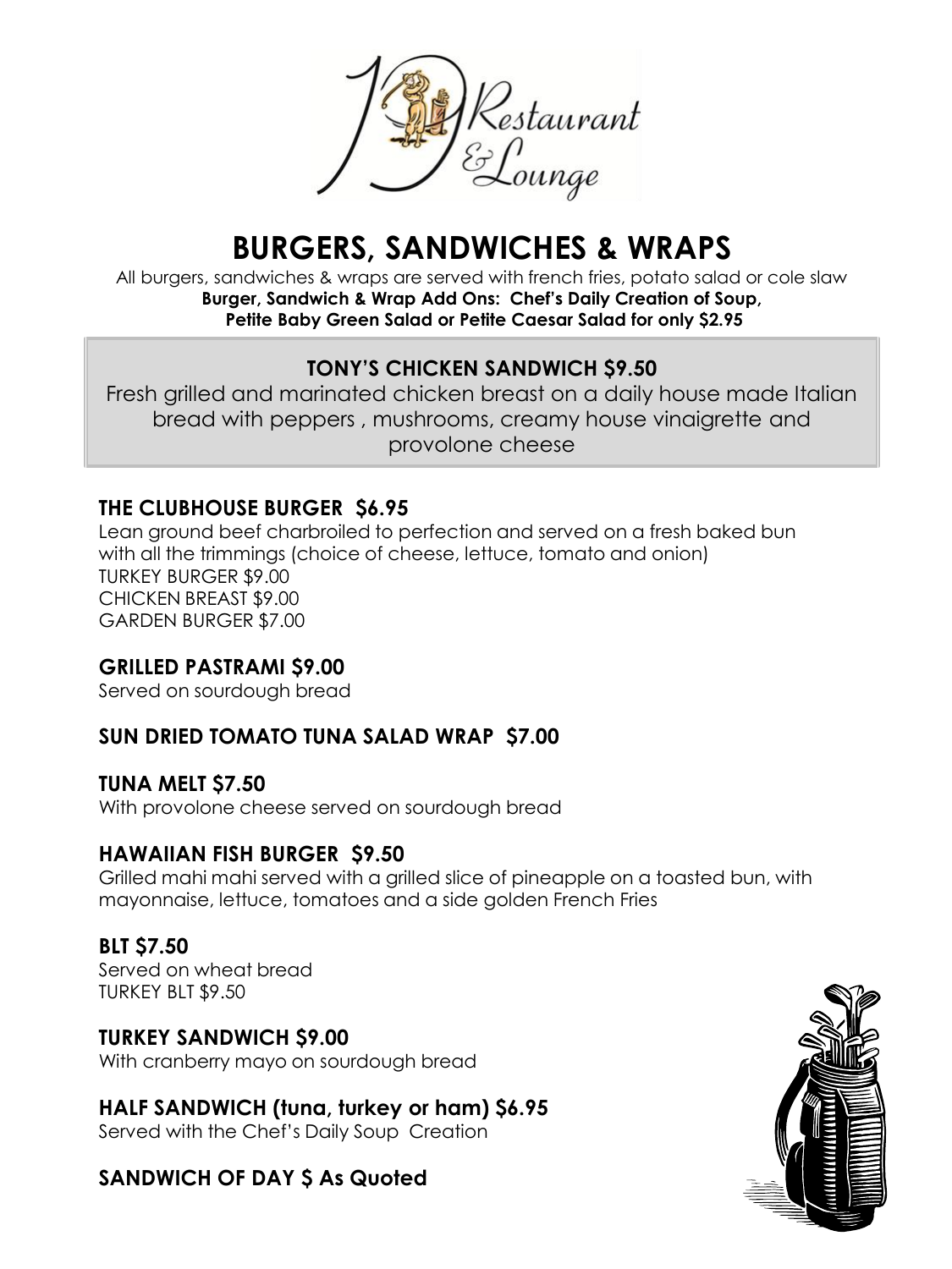19 Restaurant & Lounge

# BURGERS, SANDWICHES & WRAPS

All burgers, sandwiches & wraps are served with french fries, potato salad or cole slaw

**Burger, Sandwich & Wrap Add Ons: Chef's Daily Creation of Soup, Petite Baby Green Salad or Petite Caesar Salad for only $2.95**

### TONY'S CHICKEN SANDWICH $9.50

Fresh grilled and marinated chicken breast on a daily house made Italian bread with peppers , mushrooms, creamy house vinaigrette and provolone cheese

### THE CLUBHOUSE BURGER $6.95

Lean ground beef charbroiled to perfection and served on a fresh baked bun with all the trimmings (choice of cheese, lettuce, tomato and onion)

TURKEY BURGER $9.00
CHICKEN BREAST $9.00
GARDEN BURGER $7.00

### GRILLED PASTRAMI $9.00

Served on sourdough bread

### SUN DRIED TOMATO TUNA SALAD WRAP $7.00

### TUNA MELT $7.50

With provolone cheese served on sourdough bread

### HAWAIIAN FISH BURGER $9.50

Grilled mahi mahi served with a grilled slice of pineapple on a toasted bun, with mayonnaise, lettuce, tomatoes and a side golden French Fries

### BLT $7.50

Served on wheat bread

TURKEY BLT $9.50

### TURKEY SANDWICH $9.00

With cranberry mayo on sourdough bread

### HALF SANDWICH (tuna, turkey or ham) $6.95

Served with the Chef's Daily Soup Creation

### SANDWICH OF DAY $ As Quoted